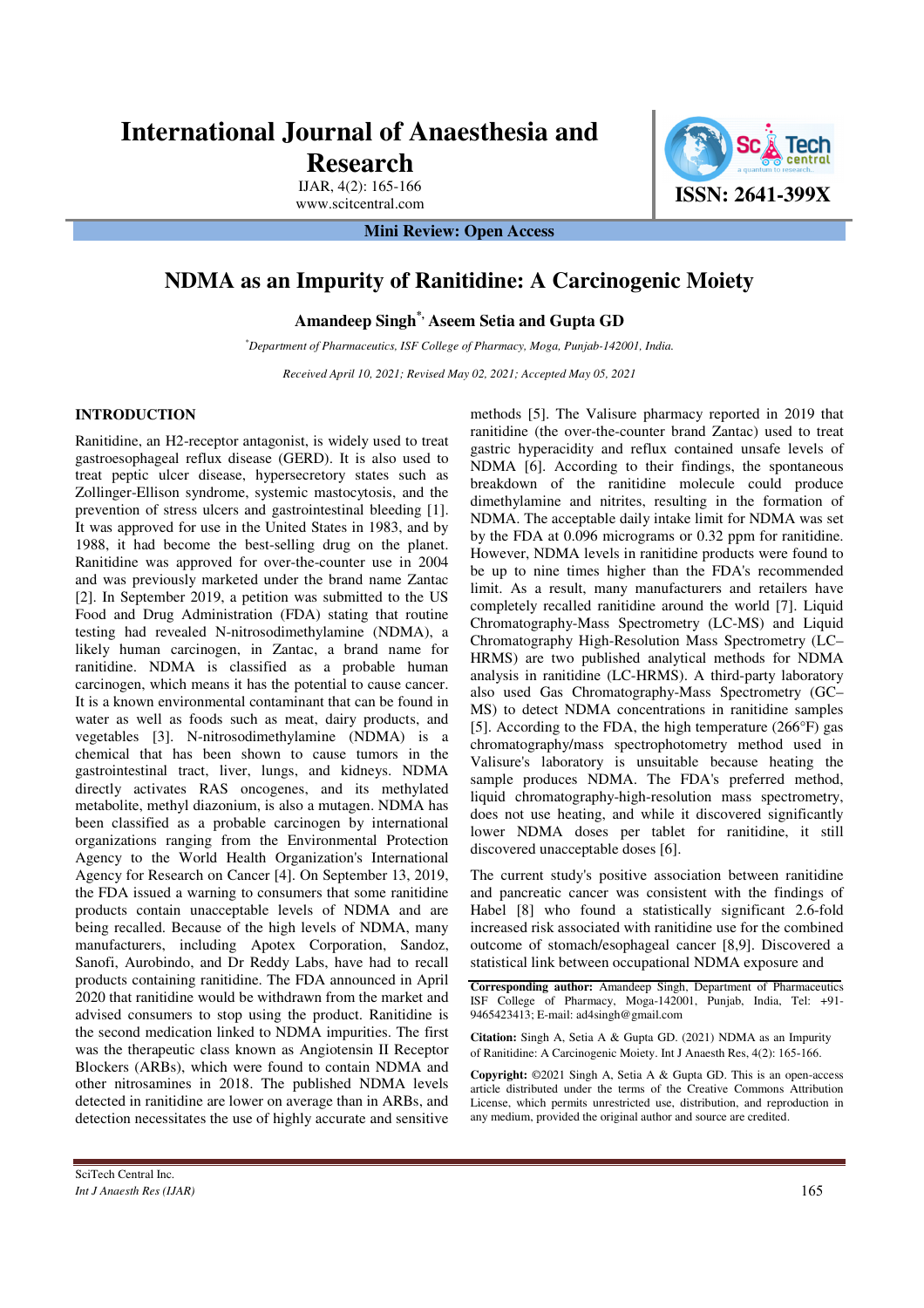# International Journal of Anaesthesia and Research

IJAR, 4(2): 165-166
www.scitcentral.com

ISSN: 2641-399X

**Mini Review: Open Access**

# NDMA as an Impurity of Ranitidine: A Carcinogenic Moiety

**Amandeep Singh[*], Aseem Setia and Gupta GD**

[*]*Department of Pharmaceutics, ISF College of Pharmacy, Moga, Punjab-142001, India.*

*Received April 10, 2021; Revised May 02, 2021; Accepted May 05, 2021*

## INTRODUCTION

Ranitidine, an H2-receptor antagonist, is widely used to treat gastroesophageal reflux disease (GERD). It is also used to treat peptic ulcer disease, hypersecretory states such as Zollinger-Ellison syndrome, systemic mastocytosis, and the prevention of stress ulcers and gastrointestinal bleeding [1]. It was approved for use in the United States in 1983, and by 1988, it had become the best-selling drug on the planet. Ranitidine was approved for over-the-counter use in 2004 and was previously marketed under the brand name Zantac [2]. In September 2019, a petition was submitted to the US Food and Drug Administration (FDA) stating that routine testing had revealed N-nitrosodimethylamine (NDMA), a likely human carcinogen, in Zantac, a brand name for ranitidine. NDMA is classified as a probable human carcinogen, which means it has the potential to cause cancer. It is a known environmental contaminant that can be found in water as well as foods such as meat, dairy products, and vegetables [3]. N-nitrosodimethylamine (NDMA) is a chemical that has been shown to cause tumors in the gastrointestinal tract, liver, lungs, and kidneys. NDMA directly activates RAS oncogenes, and its methylated metabolite, methyl diazonium, is also a mutagen. NDMA has been classified as a probable carcinogen by international organizations ranging from the Environmental Protection Agency to the World Health Organization's International Agency for Research on Cancer [4]. On September 13, 2019, the FDA issued a warning to consumers that some ranitidine products contain unacceptable levels of NDMA and are being recalled. Because of the high levels of NDMA, many manufacturers, including Apotex Corporation, Sandoz, Sanofi, Aurobindo, and Dr Reddy Labs, have had to recall products containing ranitidine. The FDA announced in April 2020 that ranitidine would be withdrawn from the market and advised consumers to stop using the product. Ranitidine is the second medication linked to NDMA impurities. The first was the therapeutic class known as Angiotensin II Receptor Blockers (ARBs), which were found to contain NDMA and other nitrosamines in 2018. The published NDMA levels detected in ranitidine are lower on average than in ARBs, and detection necessitates the use of highly accurate and sensitive methods [5]. The Valisure pharmacy reported in 2019 that ranitidine (the over-the-counter brand Zantac) used to treat gastric hyperacidity and reflux contained unsafe levels of NDMA [6]. According to their findings, the spontaneous breakdown of the ranitidine molecule could produce dimethylamine and nitrites, resulting in the formation of NDMA. The acceptable daily intake limit for NDMA was set by the FDA at 0.096 micrograms or 0.32 ppm for ranitidine. However, NDMA levels in ranitidine products were found to be up to nine times higher than the FDA's recommended limit. As a result, many manufacturers and retailers have completely recalled ranitidine around the world [7]. Liquid Chromatography-Mass Spectrometry (LC-MS) and Liquid Chromatography High-Resolution Mass Spectrometry (LC–HRMS) are two published analytical methods for NDMA analysis in ranitidine (LC-HRMS). A third-party laboratory also used Gas Chromatography-Mass Spectrometry (GC–MS) to detect NDMA concentrations in ranitidine samples [5]. According to the FDA, the high temperature (266°F) gas chromatography/mass spectrophotometry method used in Valisure's laboratory is unsuitable because heating the sample produces NDMA. The FDA's preferred method, liquid chromatography-high-resolution mass spectrometry, does not use heating, and while it discovered significantly lower NDMA doses per tablet for ranitidine, it still discovered unacceptable doses [6].

The current study's positive association between ranitidine and pancreatic cancer was consistent with the findings of Habel [8] who found a statistically significant 2.6-fold increased risk associated with ranitidine use for the combined outcome of stomach/esophageal cancer [8,9]. Discovered a statistical link between occupational NDMA exposure and

**Corresponding author:** Amandeep Singh, Department of Pharmaceutics ISF College of Pharmacy, Moga-142001, Punjab, India, Tel: +91-9465423413; E-mail: ad4singh@gmail.com

**Citation:** Singh A, Setia A & Gupta GD. (2021) NDMA as an Impurity of Ranitidine: A Carcinogenic Moiety. Int J Anaesth Res, 4(2): 165-166.

**Copyright:** ©2021 Singh A, Setia A & Gupta GD. This is an open-access article distributed under the terms of the Creative Commons Attribution License, which permits unrestricted use, distribution, and reproduction in any medium, provided the original author and source are credited.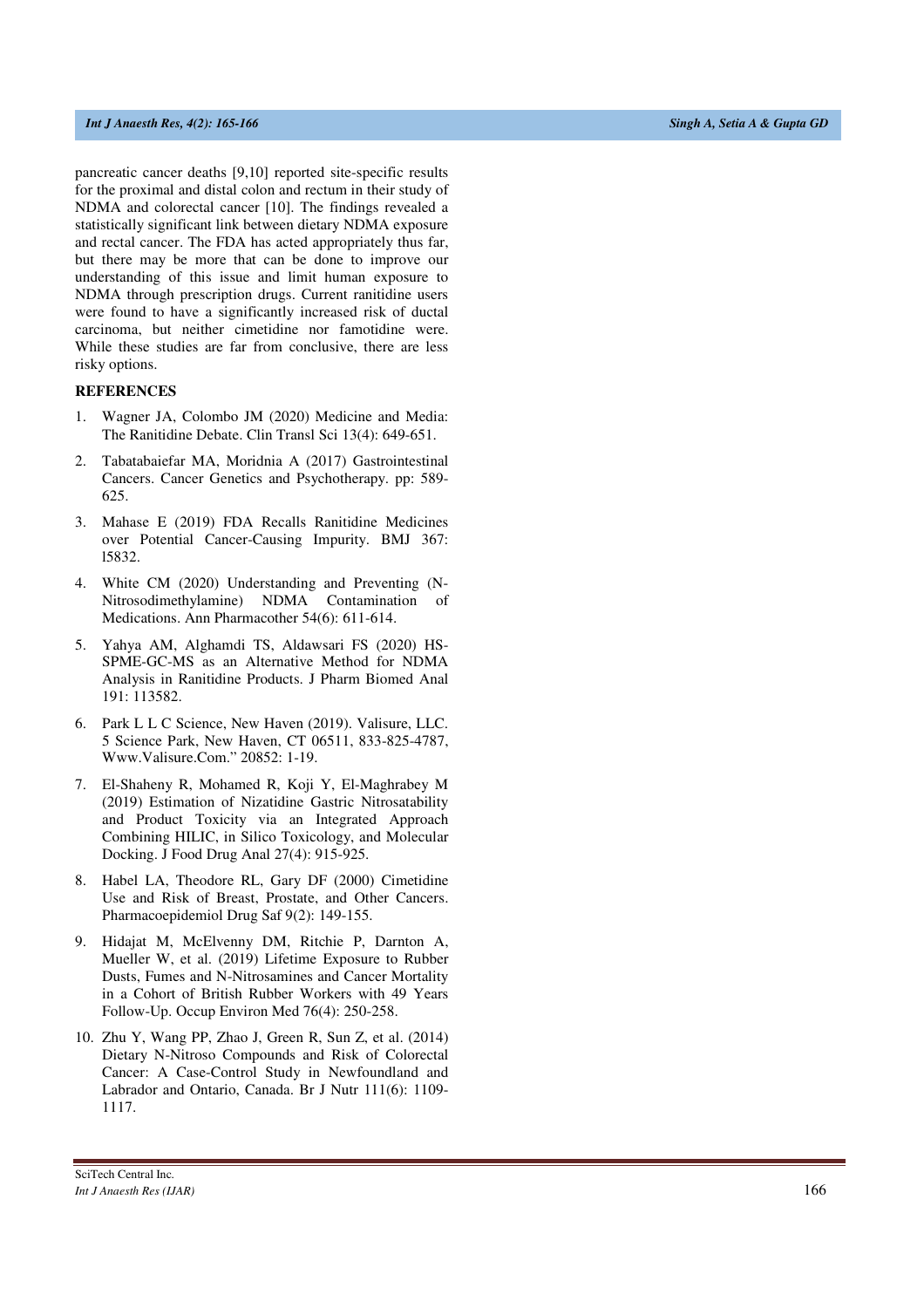pancreatic cancer deaths [9,10] reported site-specific results for the proximal and distal colon and rectum in their study of NDMA and colorectal cancer [10]. The findings revealed a statistically significant link between dietary NDMA exposure and rectal cancer. The FDA has acted appropriately thus far, but there may be more that can be done to improve our understanding of this issue and limit human exposure to NDMA through prescription drugs. Current ranitidine users were found to have a significantly increased risk of ductal carcinoma, but neither cimetidine nor famotidine were. While these studies are far from conclusive, there are less risky options.

## REFERENCES

1. Wagner JA, Colombo JM (2020) Medicine and Media: The Ranitidine Debate. Clin Transl Sci 13(4): 649-651.
2. Tabatabaiefar MA, Moridnia A (2017) Gastrointestinal Cancers. Cancer Genetics and Psychotherapy. pp: 589-625.
3. Mahase E (2019) FDA Recalls Ranitidine Medicines over Potential Cancer-Causing Impurity. BMJ 367: l5832.
4. White CM (2020) Understanding and Preventing (N-Nitrosodimethylamine) NDMA Contamination of Medications. Ann Pharmacother 54(6): 611-614.
5. Yahya AM, Alghamdi TS, Aldawsari FS (2020) HS-SPME-GC-MS as an Alternative Method for NDMA Analysis in Ranitidine Products. J Pharm Biomed Anal 191: 113582.
6. Park L L C Science, New Haven (2019). Valisure, LLC. 5 Science Park, New Haven, CT 06511, 833-825-4787, Www.Valisure.Com." 20852: 1-19.
7. El-Shaheny R, Mohamed R, Koji Y, El-Maghrabey M (2019) Estimation of Nizatidine Gastric Nitrosatability and Product Toxicity via an Integrated Approach Combining HILIC, in Silico Toxicology, and Molecular Docking. J Food Drug Anal 27(4): 915-925.
8. Habel LA, Theodore RL, Gary DF (2000) Cimetidine Use and Risk of Breast, Prostate, and Other Cancers. Pharmacoepidemiol Drug Saf 9(2): 149-155.
9. Hidajat M, McElvenny DM, Ritchie P, Darnton A, Mueller W, et al. (2019) Lifetime Exposure to Rubber Dusts, Fumes and N-Nitrosamines and Cancer Mortality in a Cohort of British Rubber Workers with 49 Years Follow-Up. Occup Environ Med 76(4): 250-258.
10. Zhu Y, Wang PP, Zhao J, Green R, Sun Z, et al. (2014) Dietary N-Nitroso Compounds and Risk of Colorectal Cancer: A Case-Control Study in Newfoundland and Labrador and Ontario, Canada. Br J Nutr 111(6): 1109-1117.